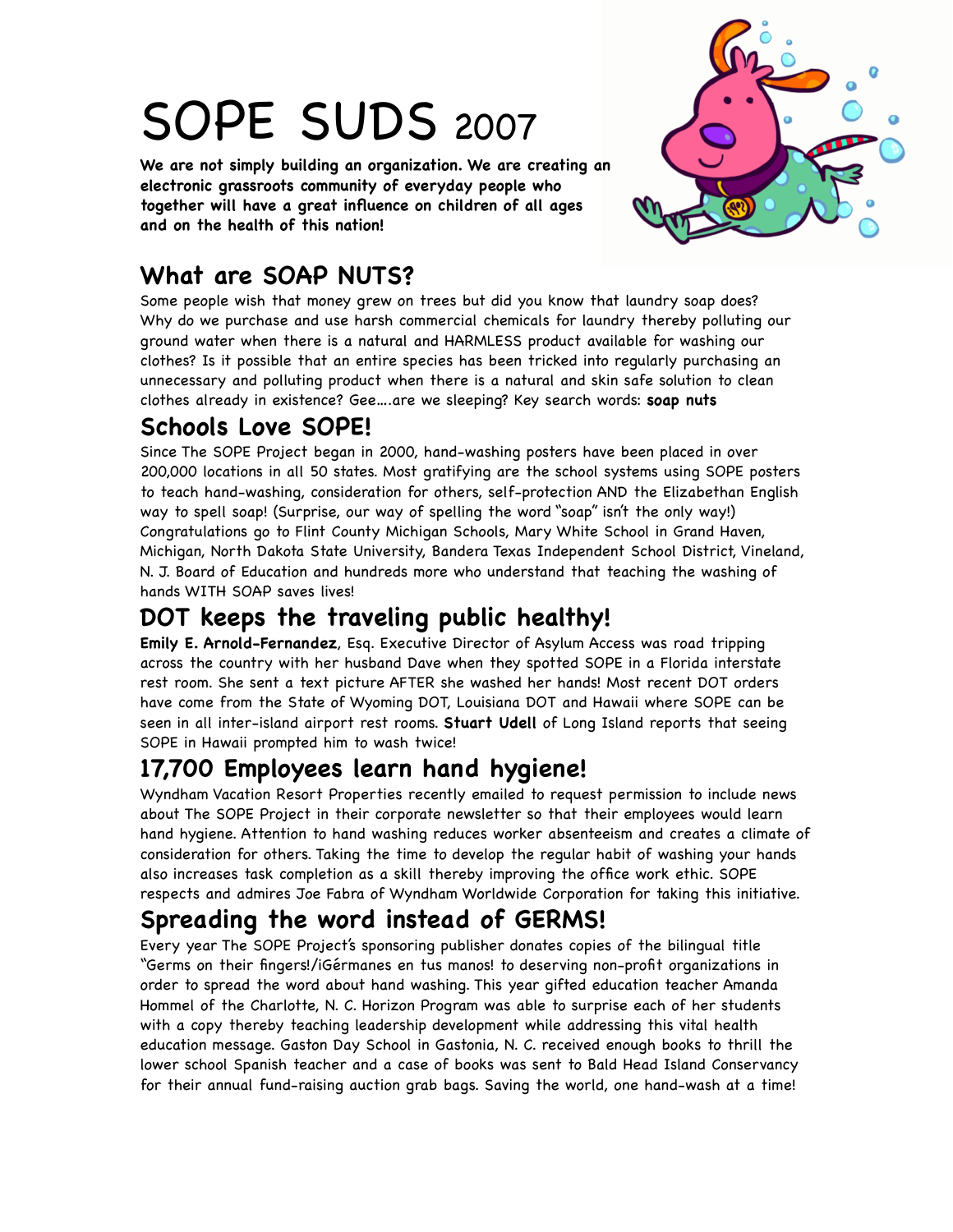# SOPE SUDS 2007

**We are not simply building an organization. We are creating an electronic grassroots community of everyday people who together will have a great influence on children of all ages and on the health of this nation!**

## What are SOAP NUTS?

Some people wish that money grew on trees but did you know that laundry soap does? Why do we purchase and use harsh commercial chemicals for laundry thereby polluting our ground water when there is a natural and HARMLESS product available for washing our clothes? Is it possible that an entire species has been tricked into regularly purchasing an unnecessary and polluting product when there is a natural and skin safe solution to clean clothes already in existence? Gee....are we sleeping? Key search words: **soap nuts**

## Schools Love SOPE!

Since The SOPE Project began in 2000, hand-washing posters have been placed in over 200,000 locations in all 50 states. Most gratifying are the school systems using SOPE posters to teach hand-washing, consideration for others, self-protection AND the Elizabethan English way to spell soap! (Surprise, our way of spelling the word "soap" isn't the only way!) Congratulations go to Flint County Michigan Schools, Mary White School in Grand Haven, Michigan, North Dakota State University, Bandera Texas Independent School District, Vineland, N. J. Board of Education and hundreds more who understand that teaching the washing of hands WITH SOAP saves lives!

## DOT keeps the traveling public healthy!

**Emily E. Arnold-Fernandez**, Esq. Executive Director of Asylum Access was road tripping across the country with her husband Dave when they spotted SOPE in a Florida interstate rest room. She sent a text picture AFTER she washed her hands! Most recent DOT orders have come from the State of Wyoming DOT, Louisiana DOT and Hawaii where SOPE can be seen in all inter-island airport rest rooms. **Stuart Udell** of Long Island reports that seeing SOPE in Hawaii prompted him to wash twice!

## 17,700 Employees learn hand hygiene!

Wyndham Vacation Resort Properties recently emailed to request permission to include news about The SOPE Project in their corporate newsletter so that their employees would learn hand hygiene. Attention to hand washing reduces worker absenteeism and creates a climate of consideration for others. Taking the time to develop the regular habit of washing your hands also increases task completion as a skill thereby improving the office work ethic. SOPE respects and admires Joe Fabra of Wyndham Worldwide Corporation for taking this initiative.

## Spreading the word instead of GERMS!

Every year The SOPE Project's sponsoring publisher donates copies of the bilingual title "Germs on their fingers!/¡Gérmanes en tus manos! to deserving non-profit organizations in order to spread the word about hand washing. This year gifted education teacher Amanda Hommel of the Charlotte, N. C. Horizon Program was able to surprise each of her students with a copy thereby teaching leadership development while addressing this vital health education message. Gaston Day School in Gastonia, N. C. received enough books to thrill the lower school Spanish teacher and a case of books was sent to Bald Head Island Conservancy for their annual fund-raising auction grab bags. Saving the world, one hand-wash at a time!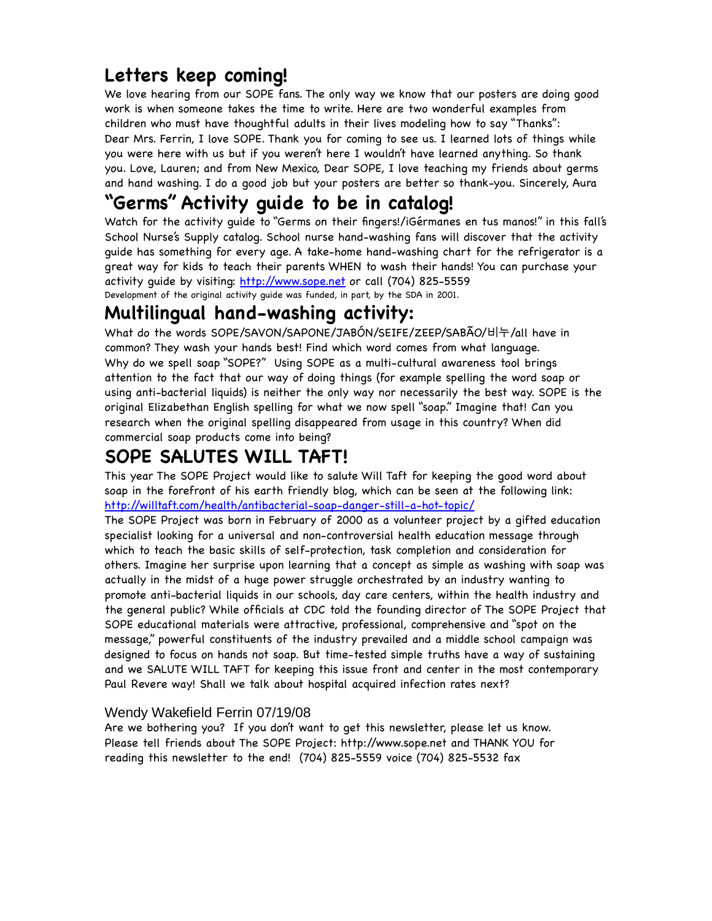## Letters keep coming!

We love hearing from our SOPE fans. The only way we know that our posters are doing good work is when someone takes the time to write. Here are two wonderful examples from children who must have thoughtful adults in their lives modeling how to say "Thanks": Dear Mrs. Ferrin, I love SOPE. Thank you for coming to see us. I learned lots of things while you were here with us but if you weren't here I wouldn't have learned anything. So thank you. Love, Lauren; and from New Mexico, Dear SOPE, I love teaching my friends about germs and hand washing. I do a good job but your posters are better so thank-you. Sincerely, Aura

## "Germs" Activity guide to be in catalog!

Watch for the activity guide to "Germs on their fingers!/¡Gérmanes en tus manos!" in this fall's School Nurse's Supply catalog. School nurse hand-washing fans will discover that the activity guide has something for every age. A take-home hand-washing chart for the refrigerator is a great way for kids to teach their parents WHEN to wash their hands! You can purchase your activity guide by visiting: http://www.sope.net or call (704) 825-5559

Development of the original activity guide was funded, in part, by the SDA in 2001.

## Multilingual hand-washing activity:

What do the words SOPE/SAVON/SAPONE/JABÓN/SEIFE/ZEEP/SABÃO/비누/all have in common? They wash your hands best! Find which word comes from what language.

Why do we spell soap "SOPE?" Using SOPE as a multi-cultural awareness tool brings attention to the fact that our way of doing things (for example spelling the word soap or using anti-bacterial liquids) is neither the only way nor necessarily the best way. SOPE is the original Elizabethan English spelling for what we now spell "soap." Imagine that! Can you research when the original spelling disappeared from usage in this country? When did commercial soap products come into being?

## SOPE SALUTES WILL TAFT!

This year The SOPE Project would like to salute Will Taft for keeping the good word about soap in the forefront of his earth friendly blog, which can be seen at the following link: http://willtaft.com/health/antibacterial-soap-danger-still-a-hot-topic/

The SOPE Project was born in February of 2000 as a volunteer project by a gifted education specialist looking for a universal and non-controversial health education message through which to teach the basic skills of self-protection, task completion and consideration for others. Imagine her surprise upon learning that a concept as simple as washing with soap was actually in the midst of a huge power struggle orchestrated by an industry wanting to promote anti-bacterial liquids in our schools, day care centers, within the health industry and the general public? While officials at CDC told the founding director of The SOPE Project that SOPE educational materials were attractive, professional, comprehensive and "spot on the message," powerful constituents of the industry prevailed and a middle school campaign was designed to focus on hands not soap. But time-tested simple truths have a way of sustaining and we SALUTE WILL TAFT for keeping this issue front and center in the most contemporary Paul Revere way! Shall we talk about hospital acquired infection rates next?

Wendy Wakefield Ferrin 07/19/08

Are we bothering you? If you don't want to get this newsletter, please let us know. Please tell friends about The SOPE Project: http://www.sope.net and THANK YOU for reading this newsletter to the end! (704) 825-5559 voice (704) 825-5532 fax